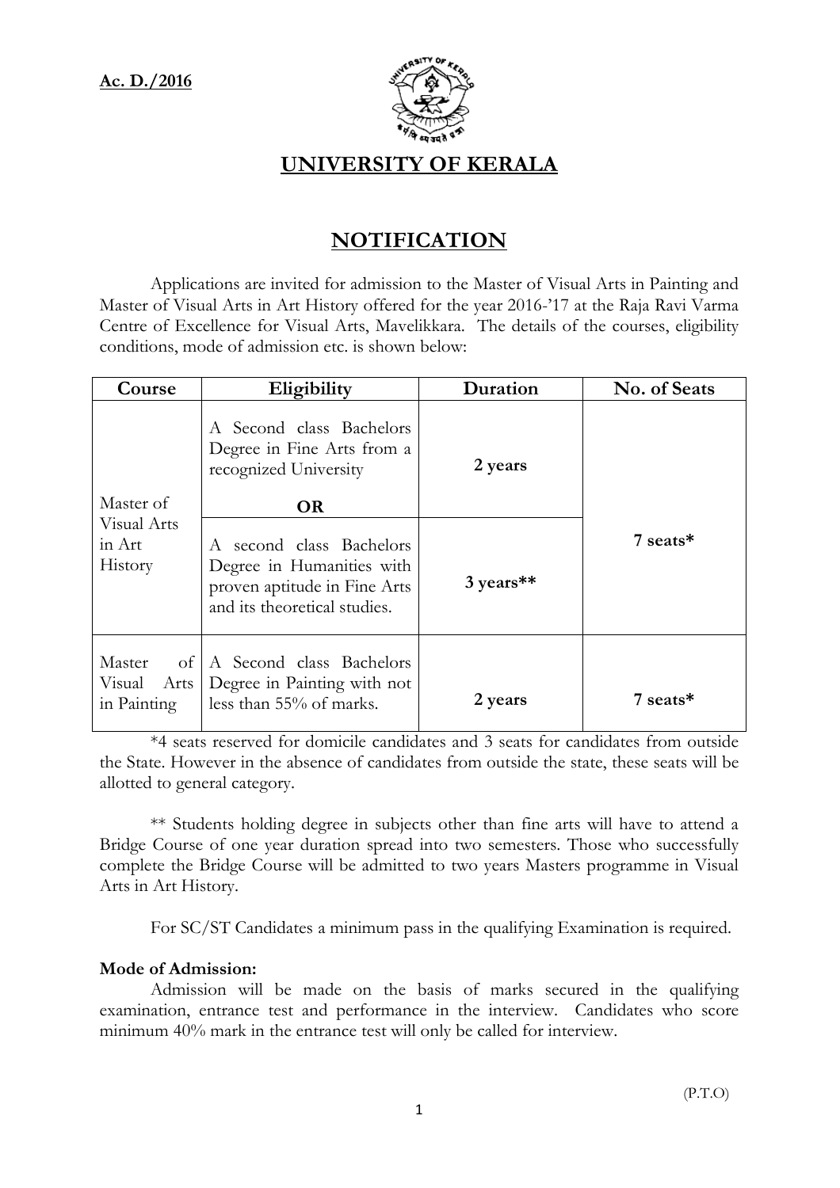**Ac. D./2016**

# UNIVERSITY OF KERALA

## NOTIFICATION

Applications are invited for admission to the Master of Visual Arts in Painting and Master of Visual Arts in Art History offered for the year 2016-'17 at the Raja Ravi Varma Centre of Excellence for Visual Arts, Mavelikkara. The details of the courses, eligibility conditions, mode of admission etc. is shown below:

| Course | Eligibility | Duration | No. of Seats |
|---|---|---|---|
| Master of Visual Arts in Art History | A Second class Bachelors Degree in Fine Arts from a recognized University **OR** | **2 years** | **7 seats*** |
| | A second class Bachelors Degree in Humanities with proven aptitude in Fine Arts and its theoretical studies. | **3 years**** | |
| Master of Visual Arts in Painting | A Second class Bachelors Degree in Painting with not less than 55% of marks. | **2 years** | **7 seats*** |

*4 seats reserved for domicile candidates and 3 seats for candidates from outside the State. However in the absence of candidates from outside the state, these seats will be allotted to general category.

** Students holding degree in subjects other than fine arts will have to attend a Bridge Course of one year duration spread into two semesters. Those who successfully complete the Bridge Course will be admitted to two years Masters programme in Visual Arts in Art History.

For SC/ST Candidates a minimum pass in the qualifying Examination is required.

**Mode of Admission:**

Admission will be made on the basis of marks secured in the qualifying examination, entrance test and performance in the interview. Candidates who score minimum 40% mark in the entrance test will only be called for interview.

(P.T.O)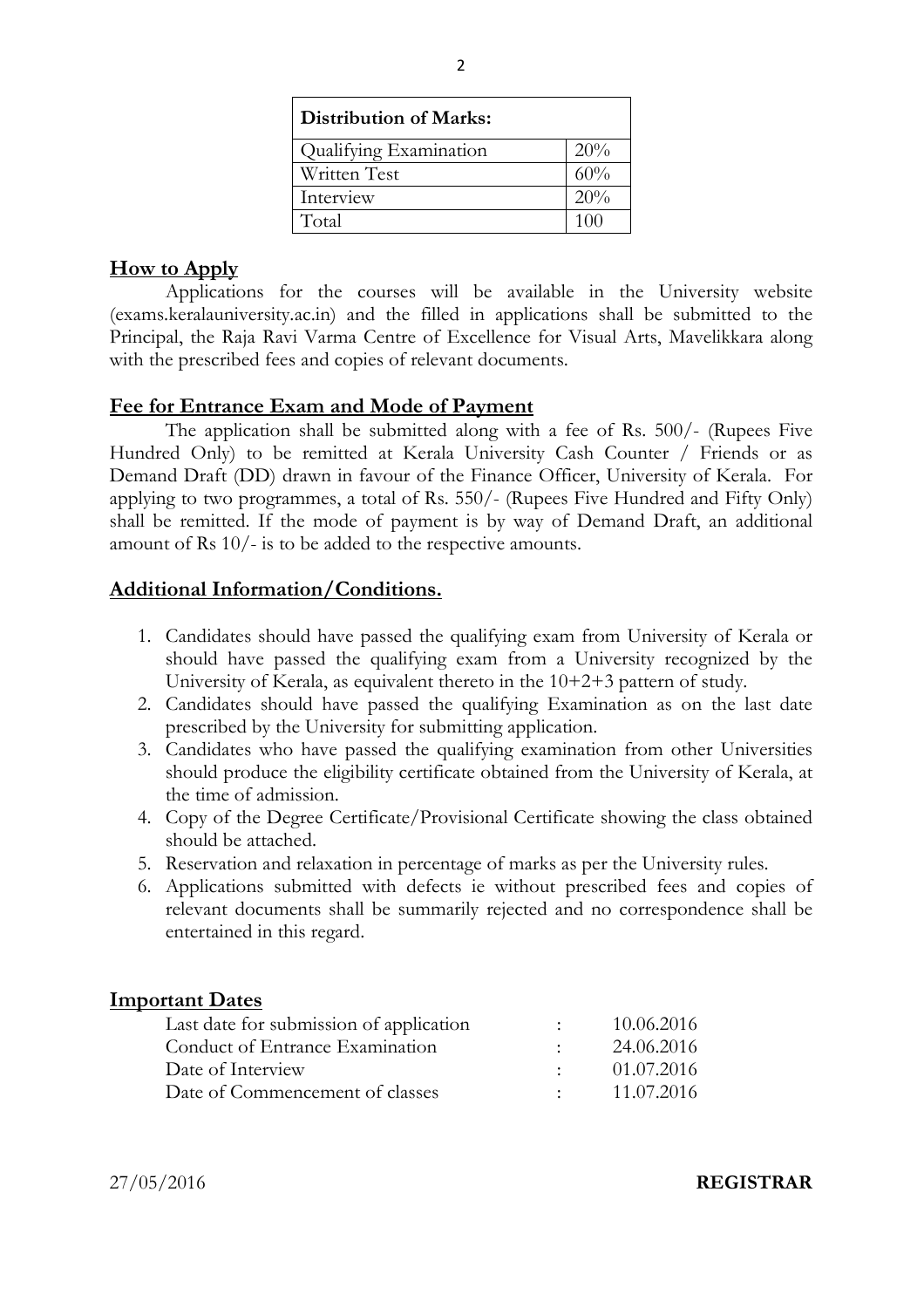| Distribution of Marks: | |
|---|---|
| Qualifying Examination | 20% |
| Written Test | 60% |
| Interview | 20% |
| Total | 100 |

## How to Apply

Applications for the courses will be available in the University website (exams.keralauniversity.ac.in) and the filled in applications shall be submitted to the Principal, the Raja Ravi Varma Centre of Excellence for Visual Arts, Mavelikkara along with the prescribed fees and copies of relevant documents.

## Fee for Entrance Exam and Mode of Payment

The application shall be submitted along with a fee of Rs. 500/- (Rupees Five Hundred Only) to be remitted at Kerala University Cash Counter / Friends or as Demand Draft (DD) drawn in favour of the Finance Officer, University of Kerala. For applying to two programmes, a total of Rs. 550/- (Rupees Five Hundred and Fifty Only) shall be remitted. If the mode of payment is by way of Demand Draft, an additional amount of Rs 10/- is to be added to the respective amounts.

## Additional Information/Conditions.

1. Candidates should have passed the qualifying exam from University of Kerala or should have passed the qualifying exam from a University recognized by the University of Kerala, as equivalent thereto in the 10+2+3 pattern of study.
2. Candidates should have passed the qualifying Examination as on the last date prescribed by the University for submitting application.
3. Candidates who have passed the qualifying examination from other Universities should produce the eligibility certificate obtained from the University of Kerala, at the time of admission.
4. Copy of the Degree Certificate/Provisional Certificate showing the class obtained should be attached.
5. Reservation and relaxation in percentage of marks as per the University rules.
6. Applications submitted with defects ie without prescribed fees and copies of relevant documents shall be summarily rejected and no correspondence shall be entertained in this regard.

## Important Dates

| | | |
|---|---|---|
| Last date for submission of application | : | 10.06.2016 |
| Conduct of Entrance Examination | : | 24.06.2016 |
| Date of Interview | : | 01.07.2016 |
| Date of Commencement of classes | : | 11.07.2016 |

27/05/2016 **REGISTRAR**